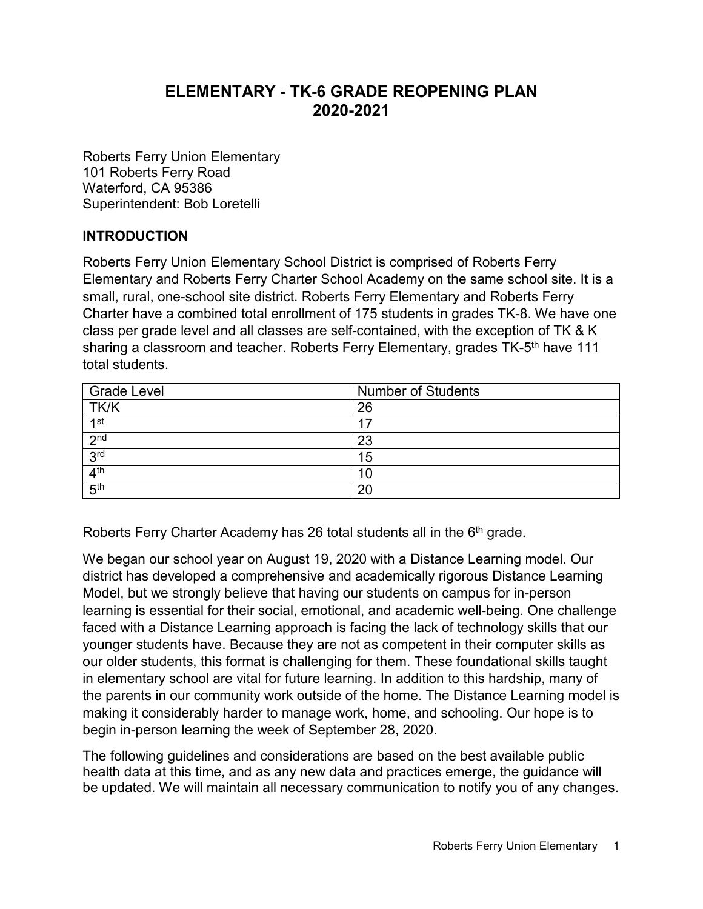# ELEMENTARY - TK-6 GRADE REOPENING PLAN 2020-2021

Roberts Ferry Union Elementary
101 Roberts Ferry Road
Waterford, CA 95386
Superintendent: Bob Loretelli

## INTRODUCTION

Roberts Ferry Union Elementary School District is comprised of Roberts Ferry Elementary and Roberts Ferry Charter School Academy on the same school site. It is a small, rural, one-school site district. Roberts Ferry Elementary and Roberts Ferry Charter have a combined total enrollment of 175 students in grades TK-8. We have one class per grade level and all classes are self-contained, with the exception of TK & K sharing a classroom and teacher. Roberts Ferry Elementary, grades TK-5th have 111 total students.

| Grade Level | Number of Students |
|---|---|
| TK/K | 26 |
| 1st | 17 |
| 2nd | 23 |
| 3rd | 15 |
| 4th | 10 |
| 5th | 20 |

Roberts Ferry Charter Academy has 26 total students all in the 6th grade.

We began our school year on August 19, 2020 with a Distance Learning model. Our district has developed a comprehensive and academically rigorous Distance Learning Model, but we strongly believe that having our students on campus for in-person learning is essential for their social, emotional, and academic well-being. One challenge faced with a Distance Learning approach is facing the lack of technology skills that our younger students have. Because they are not as competent in their computer skills as our older students, this format is challenging for them. These foundational skills taught in elementary school are vital for future learning. In addition to this hardship, many of the parents in our community work outside of the home. The Distance Learning model is making it considerably harder to manage work, home, and schooling. Our hope is to begin in-person learning the week of September 28, 2020.

The following guidelines and considerations are based on the best available public health data at this time, and as any new data and practices emerge, the guidance will be updated. We will maintain all necessary communication to notify you of any changes.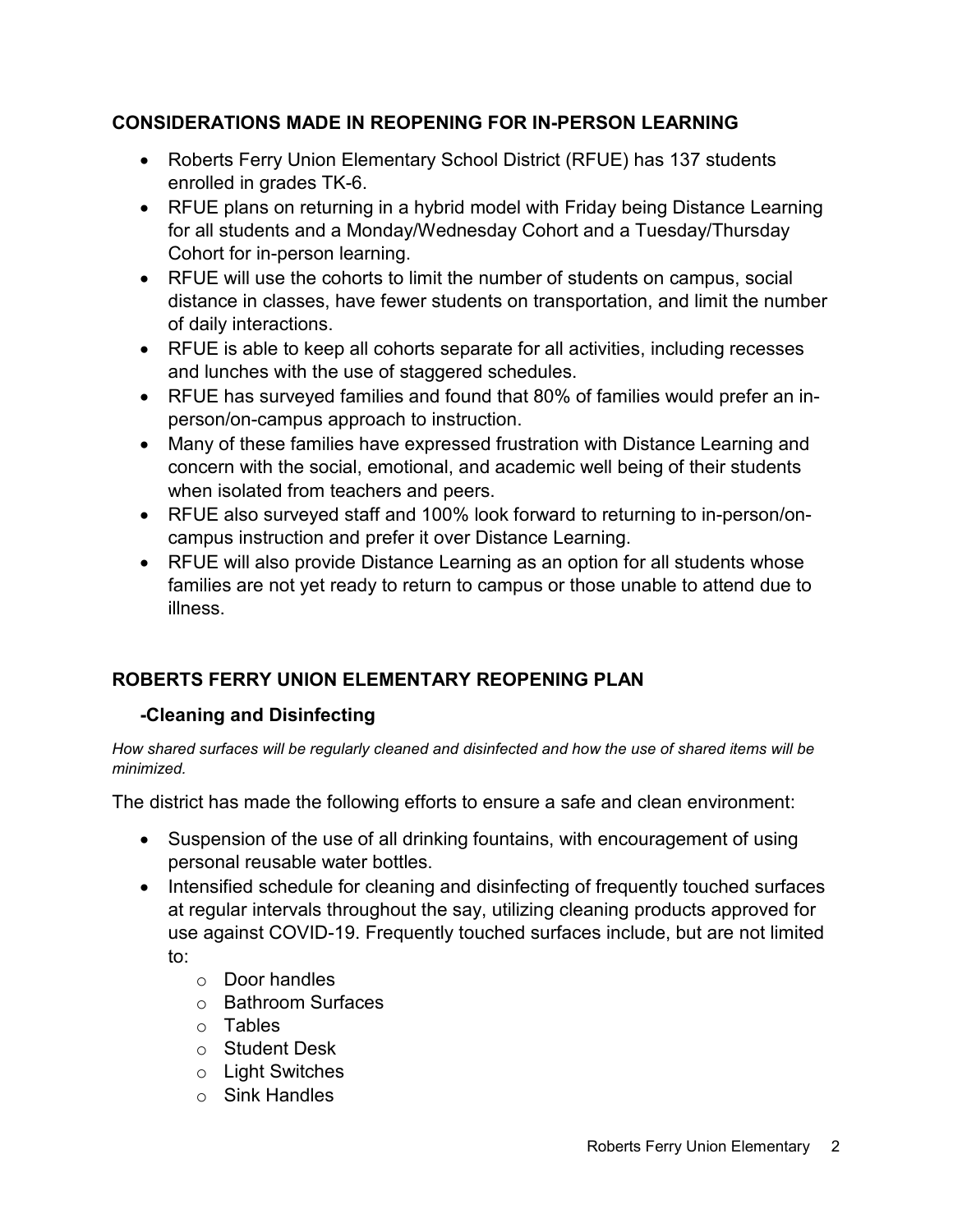## CONSIDERATIONS MADE IN REOPENING FOR IN-PERSON LEARNING

- Roberts Ferry Union Elementary School District (RFUE) has 137 students enrolled in grades TK-6.
- RFUE plans on returning in a hybrid model with Friday being Distance Learning for all students and a Monday/Wednesday Cohort and a Tuesday/Thursday Cohort for in-person learning.
- RFUE will use the cohorts to limit the number of students on campus, social distance in classes, have fewer students on transportation, and limit the number of daily interactions.
- RFUE is able to keep all cohorts separate for all activities, including recesses and lunches with the use of staggered schedules.
- RFUE has surveyed families and found that 80% of families would prefer an in-person/on-campus approach to instruction.
- Many of these families have expressed frustration with Distance Learning and concern with the social, emotional, and academic well being of their students when isolated from teachers and peers.
- RFUE also surveyed staff and 100% look forward to returning to in-person/on-campus instruction and prefer it over Distance Learning.
- RFUE will also provide Distance Learning as an option for all students whose families are not yet ready to return to campus or those unable to attend due to illness.

## ROBERTS FERRY UNION ELEMENTARY REOPENING PLAN

### -Cleaning and Disinfecting

*How shared surfaces will be regularly cleaned and disinfected and how the use of shared items will be minimized.*

The district has made the following efforts to ensure a safe and clean environment:

- Suspension of the use of all drinking fountains, with encouragement of using personal reusable water bottles.
- Intensified schedule for cleaning and disinfecting of frequently touched surfaces at regular intervals throughout the say, utilizing cleaning products approved for use against COVID-19. Frequently touched surfaces include, but are not limited to:
  - Door handles
  - Bathroom Surfaces
  - Tables
  - Student Desk
  - Light Switches
  - Sink Handles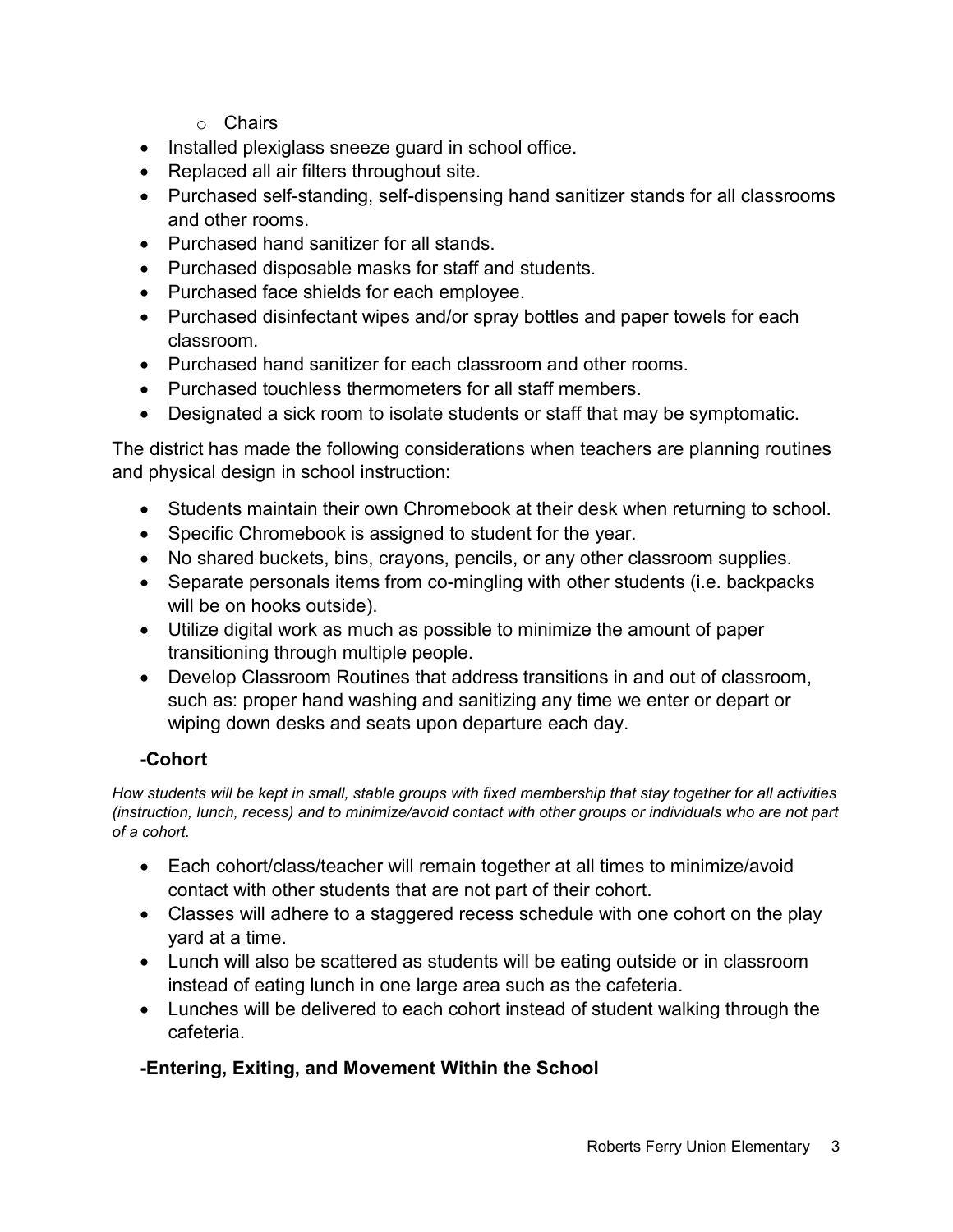- Chairs
- Installed plexiglass sneeze guard in school office.
- Replaced all air filters throughout site.
- Purchased self-standing, self-dispensing hand sanitizer stands for all classrooms and other rooms.
- Purchased hand sanitizer for all stands.
- Purchased disposable masks for staff and students.
- Purchased face shields for each employee.
- Purchased disinfectant wipes and/or spray bottles and paper towels for each classroom.
- Purchased hand sanitizer for each classroom and other rooms.
- Purchased touchless thermometers for all staff members.
- Designated a sick room to isolate students or staff that may be symptomatic.

The district has made the following considerations when teachers are planning routines and physical design in school instruction:

- Students maintain their own Chromebook at their desk when returning to school.
- Specific Chromebook is assigned to student for the year.
- No shared buckets, bins, crayons, pencils, or any other classroom supplies.
- Separate personals items from co-mingling with other students (i.e. backpacks will be on hooks outside).
- Utilize digital work as much as possible to minimize the amount of paper transitioning through multiple people.
- Develop Classroom Routines that address transitions in and out of classroom, such as: proper hand washing and sanitizing any time we enter or depart or wiping down desks and seats upon departure each day.

### -Cohort

*How students will be kept in small, stable groups with fixed membership that stay together for all activities (instruction, lunch, recess) and to minimize/avoid contact with other groups or individuals who are not part of a cohort.*

- Each cohort/class/teacher will remain together at all times to minimize/avoid contact with other students that are not part of their cohort.
- Classes will adhere to a staggered recess schedule with one cohort on the play yard at a time.
- Lunch will also be scattered as students will be eating outside or in classroom instead of eating lunch in one large area such as the cafeteria.
- Lunches will be delivered to each cohort instead of student walking through the cafeteria.

### -Entering, Exiting, and Movement Within the School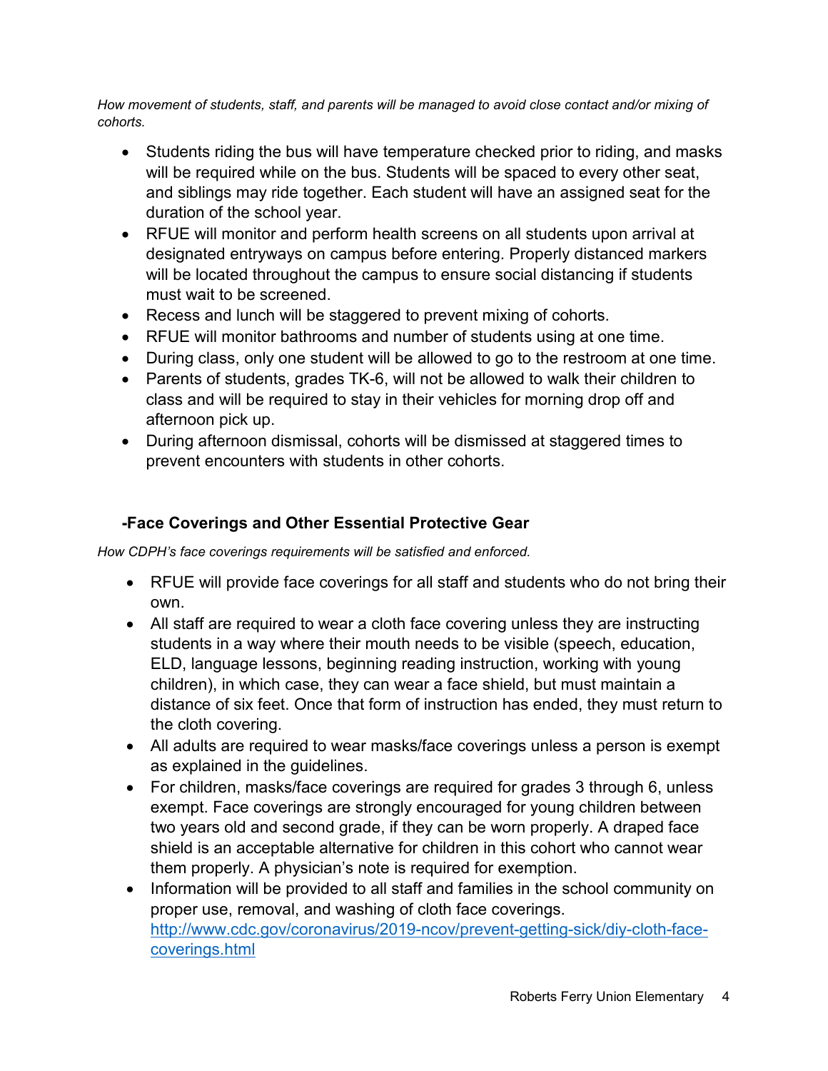*How movement of students, staff, and parents will be managed to avoid close contact and/or mixing of cohorts.*

- Students riding the bus will have temperature checked prior to riding, and masks will be required while on the bus. Students will be spaced to every other seat, and siblings may ride together. Each student will have an assigned seat for the duration of the school year.
- RFUE will monitor and perform health screens on all students upon arrival at designated entryways on campus before entering. Properly distanced markers will be located throughout the campus to ensure social distancing if students must wait to be screened.
- Recess and lunch will be staggered to prevent mixing of cohorts.
- RFUE will monitor bathrooms and number of students using at one time.
- During class, only one student will be allowed to go to the restroom at one time.
- Parents of students, grades TK-6, will not be allowed to walk their children to class and will be required to stay in their vehicles for morning drop off and afternoon pick up.
- During afternoon dismissal, cohorts will be dismissed at staggered times to prevent encounters with students in other cohorts.

### -Face Coverings and Other Essential Protective Gear

*How CDPH's face coverings requirements will be satisfied and enforced.*

- RFUE will provide face coverings for all staff and students who do not bring their own.
- All staff are required to wear a cloth face covering unless they are instructing students in a way where their mouth needs to be visible (speech, education, ELD, language lessons, beginning reading instruction, working with young children), in which case, they can wear a face shield, but must maintain a distance of six feet. Once that form of instruction has ended, they must return to the cloth covering.
- All adults are required to wear masks/face coverings unless a person is exempt as explained in the guidelines.
- For children, masks/face coverings are required for grades 3 through 6, unless exempt. Face coverings are strongly encouraged for young children between two years old and second grade, if they can be worn properly. A draped face shield is an acceptable alternative for children in this cohort who cannot wear them properly. A physician's note is required for exemption.
- Information will be provided to all staff and families in the school community on proper use, removal, and washing of cloth face coverings. [http://www.cdc.gov/coronavirus/2019-ncov/prevent-getting-sick/diy-cloth-face-coverings.html](http://www.cdc.gov/coronavirus/2019-ncov/prevent-getting-sick/diy-cloth-face-coverings.html)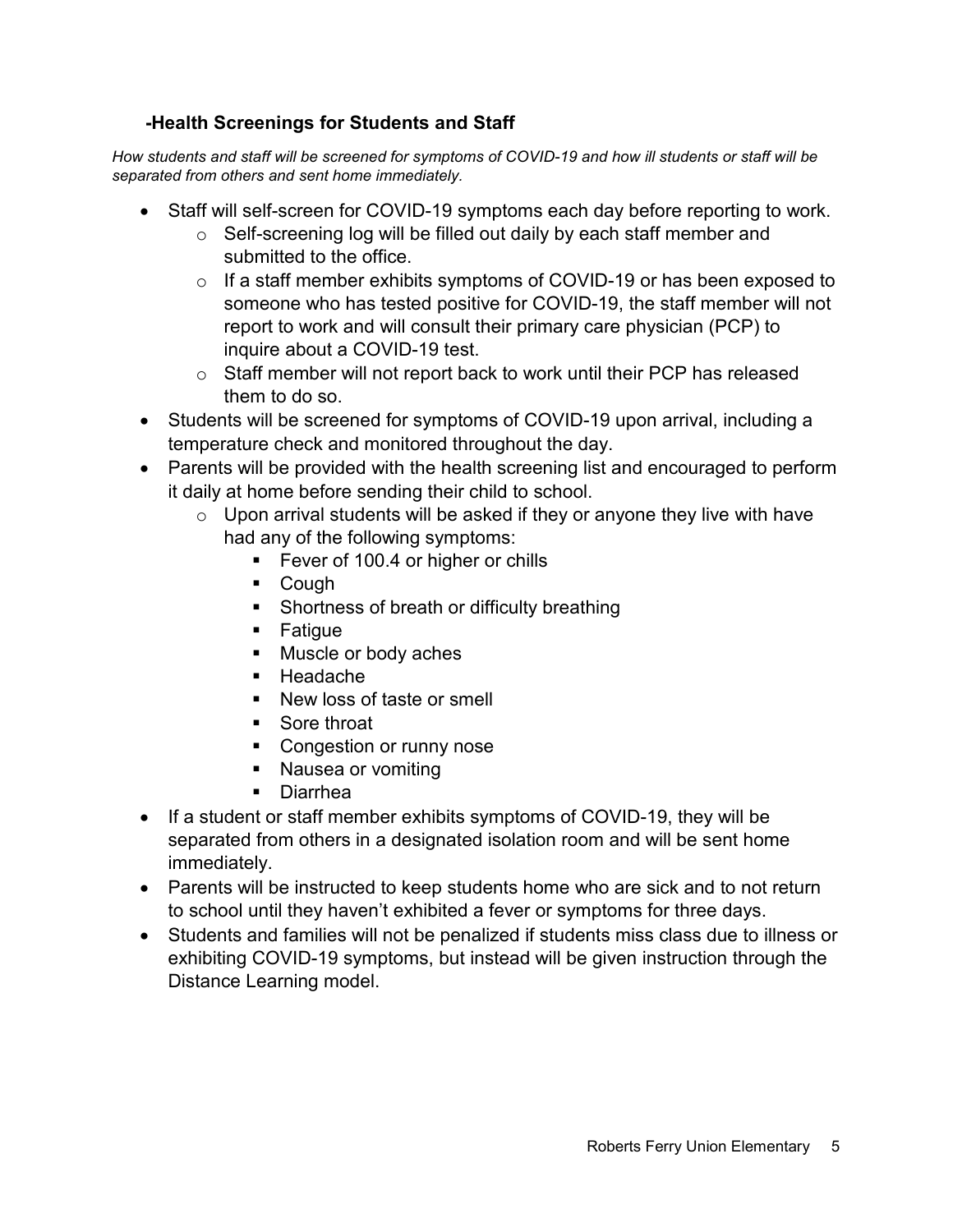### -Health Screenings for Students and Staff

*How students and staff will be screened for symptoms of COVID-19 and how ill students or staff will be separated from others and sent home immediately.*

- Staff will self-screen for COVID-19 symptoms each day before reporting to work.
  - Self-screening log will be filled out daily by each staff member and submitted to the office.
  - If a staff member exhibits symptoms of COVID-19 or has been exposed to someone who has tested positive for COVID-19, the staff member will not report to work and will consult their primary care physician (PCP) to inquire about a COVID-19 test.
  - Staff member will not report back to work until their PCP has released them to do so.
- Students will be screened for symptoms of COVID-19 upon arrival, including a temperature check and monitored throughout the day.
- Parents will be provided with the health screening list and encouraged to perform it daily at home before sending their child to school.
  - Upon arrival students will be asked if they or anyone they live with have had any of the following symptoms:
    - Fever of 100.4 or higher or chills
    - Cough
    - Shortness of breath or difficulty breathing
    - Fatigue
    - Muscle or body aches
    - Headache
    - New loss of taste or smell
    - Sore throat
    - Congestion or runny nose
    - Nausea or vomiting
    - Diarrhea
- If a student or staff member exhibits symptoms of COVID-19, they will be separated from others in a designated isolation room and will be sent home immediately.
- Parents will be instructed to keep students home who are sick and to not return to school until they haven't exhibited a fever or symptoms for three days.
- Students and families will not be penalized if students miss class due to illness or exhibiting COVID-19 symptoms, but instead will be given instruction through the Distance Learning model.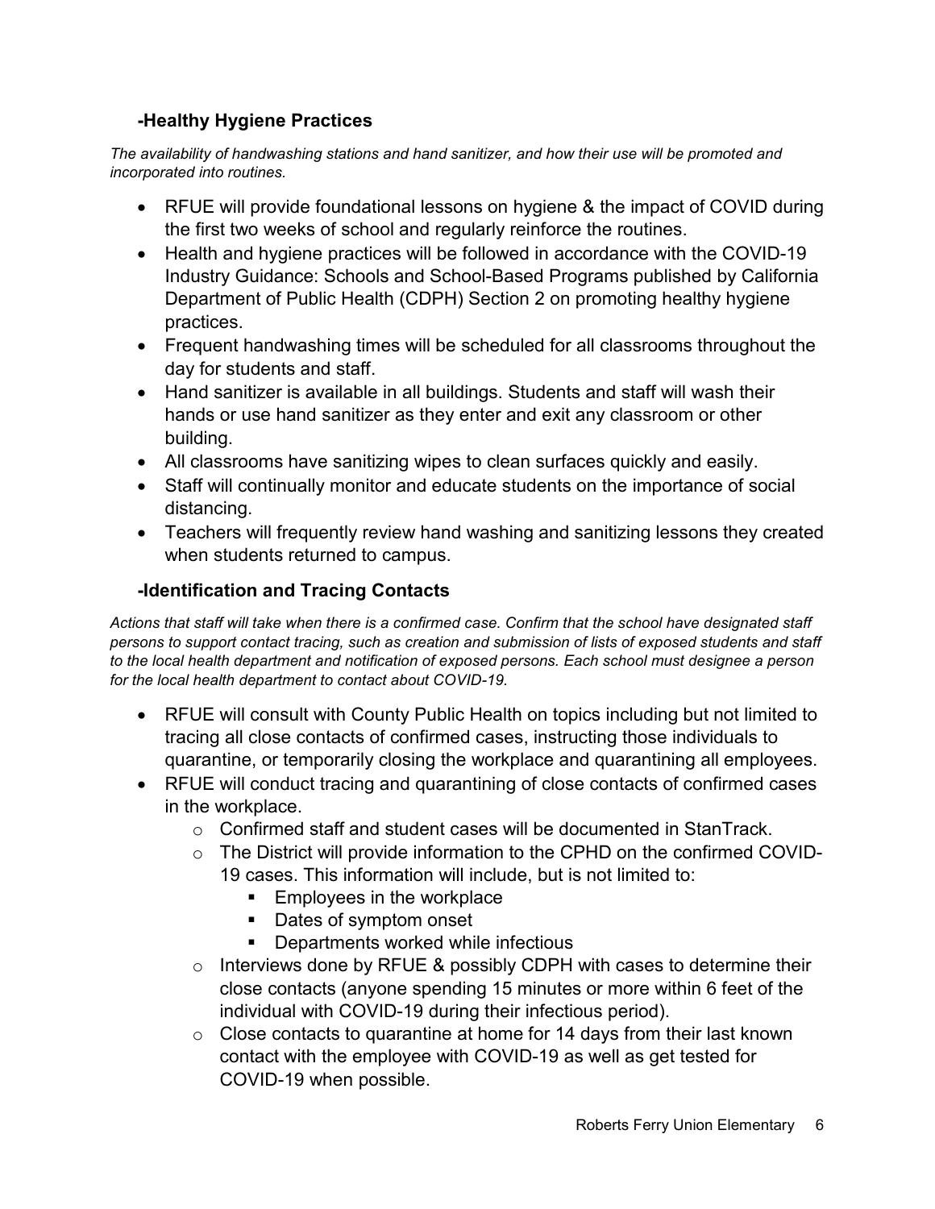### -Healthy Hygiene Practices

*The availability of handwashing stations and hand sanitizer, and how their use will be promoted and incorporated into routines.*

- RFUE will provide foundational lessons on hygiene & the impact of COVID during the first two weeks of school and regularly reinforce the routines.
- Health and hygiene practices will be followed in accordance with the COVID-19 Industry Guidance: Schools and School-Based Programs published by California Department of Public Health (CDPH) Section 2 on promoting healthy hygiene practices.
- Frequent handwashing times will be scheduled for all classrooms throughout the day for students and staff.
- Hand sanitizer is available in all buildings. Students and staff will wash their hands or use hand sanitizer as they enter and exit any classroom or other building.
- All classrooms have sanitizing wipes to clean surfaces quickly and easily.
- Staff will continually monitor and educate students on the importance of social distancing.
- Teachers will frequently review hand washing and sanitizing lessons they created when students returned to campus.

### -Identification and Tracing Contacts

*Actions that staff will take when there is a confirmed case. Confirm that the school have designated staff persons to support contact tracing, such as creation and submission of lists of exposed students and staff to the local health department and notification of exposed persons. Each school must designee a person for the local health department to contact about COVID-19.*

- RFUE will consult with County Public Health on topics including but not limited to tracing all close contacts of confirmed cases, instructing those individuals to quarantine, or temporarily closing the workplace and quarantining all employees.
- RFUE will conduct tracing and quarantining of close contacts of confirmed cases in the workplace.
  - Confirmed staff and student cases will be documented in StanTrack.
  - The District will provide information to the CPHD on the confirmed COVID-19 cases. This information will include, but is not limited to:
    - Employees in the workplace
    - Dates of symptom onset
    - Departments worked while infectious
  - Interviews done by RFUE & possibly CDPH with cases to determine their close contacts (anyone spending 15 minutes or more within 6 feet of the individual with COVID-19 during their infectious period).
  - Close contacts to quarantine at home for 14 days from their last known contact with the employee with COVID-19 as well as get tested for COVID-19 when possible.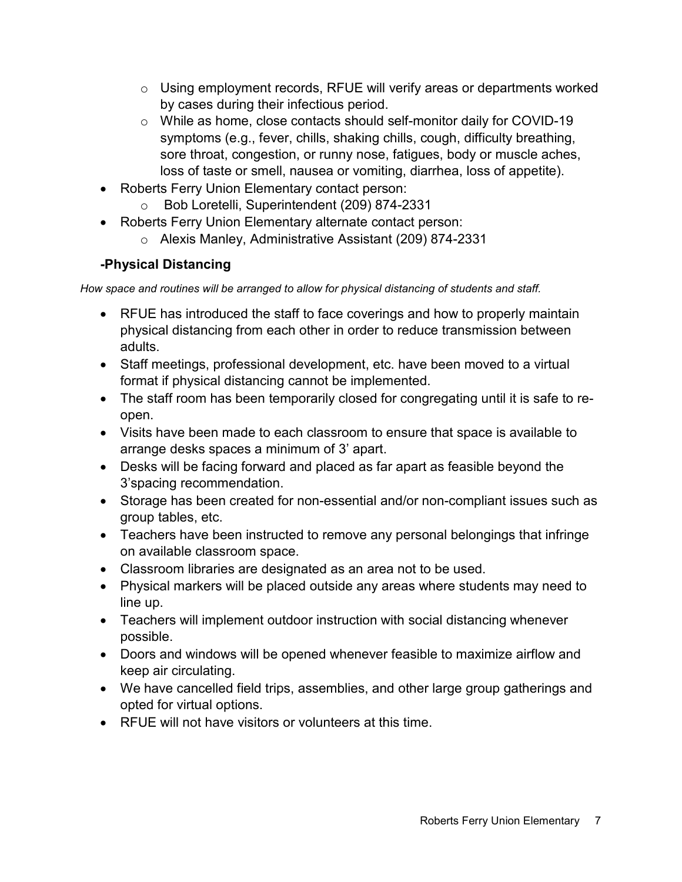- Using employment records, RFUE will verify areas or departments worked by cases during their infectious period.
  - While as home, close contacts should self-monitor daily for COVID-19 symptoms (e.g., fever, chills, shaking chills, cough, difficulty breathing, sore throat, congestion, or runny nose, fatigues, body or muscle aches, loss of taste or smell, nausea or vomiting, diarrhea, loss of appetite).
- Roberts Ferry Union Elementary contact person:
  - Bob Loretelli, Superintendent (209) 874-2331
- Roberts Ferry Union Elementary alternate contact person:
  - Alexis Manley, Administrative Assistant (209) 874-2331

### -Physical Distancing

*How space and routines will be arranged to allow for physical distancing of students and staff.*

- RFUE has introduced the staff to face coverings and how to properly maintain physical distancing from each other in order to reduce transmission between adults.
- Staff meetings, professional development, etc. have been moved to a virtual format if physical distancing cannot be implemented.
- The staff room has been temporarily closed for congregating until it is safe to re-open.
- Visits have been made to each classroom to ensure that space is available to arrange desks spaces a minimum of 3' apart.
- Desks will be facing forward and placed as far apart as feasible beyond the 3'spacing recommendation.
- Storage has been created for non-essential and/or non-compliant issues such as group tables, etc.
- Teachers have been instructed to remove any personal belongings that infringe on available classroom space.
- Classroom libraries are designated as an area not to be used.
- Physical markers will be placed outside any areas where students may need to line up.
- Teachers will implement outdoor instruction with social distancing whenever possible.
- Doors and windows will be opened whenever feasible to maximize airflow and keep air circulating.
- We have cancelled field trips, assemblies, and other large group gatherings and opted for virtual options.
- RFUE will not have visitors or volunteers at this time.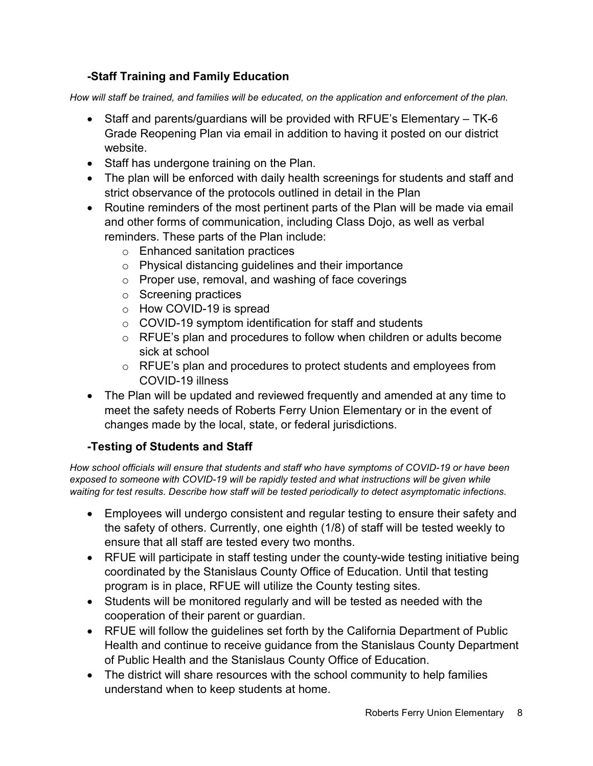### -Staff Training and Family Education

*How will staff be trained, and families will be educated, on the application and enforcement of the plan.*

- Staff and parents/guardians will be provided with RFUE's Elementary – TK-6 Grade Reopening Plan via email in addition to having it posted on our district website.
- Staff has undergone training on the Plan.
- The plan will be enforced with daily health screenings for students and staff and strict observance of the protocols outlined in detail in the Plan
- Routine reminders of the most pertinent parts of the Plan will be made via email and other forms of communication, including Class Dojo, as well as verbal reminders. These parts of the Plan include:
  - Enhanced sanitation practices
  - Physical distancing guidelines and their importance
  - Proper use, removal, and washing of face coverings
  - Screening practices
  - How COVID-19 is spread
  - COVID-19 symptom identification for staff and students
  - RFUE's plan and procedures to follow when children or adults become sick at school
  - RFUE's plan and procedures to protect students and employees from COVID-19 illness
- The Plan will be updated and reviewed frequently and amended at any time to meet the safety needs of Roberts Ferry Union Elementary or in the event of changes made by the local, state, or federal jurisdictions.

### -Testing of Students and Staff

*How school officials will ensure that students and staff who have symptoms of COVID-19 or have been exposed to someone with COVID-19 will be rapidly tested and what instructions will be given while waiting for test results. Describe how staff will be tested periodically to detect asymptomatic infections.*

- Employees will undergo consistent and regular testing to ensure their safety and the safety of others. Currently, one eighth (1/8) of staff will be tested weekly to ensure that all staff are tested every two months.
- RFUE will participate in staff testing under the county-wide testing initiative being coordinated by the Stanislaus County Office of Education. Until that testing program is in place, RFUE will utilize the County testing sites.
- Students will be monitored regularly and will be tested as needed with the cooperation of their parent or guardian.
- RFUE will follow the guidelines set forth by the California Department of Public Health and continue to receive guidance from the Stanislaus County Department of Public Health and the Stanislaus County Office of Education.
- The district will share resources with the school community to help families understand when to keep students at home.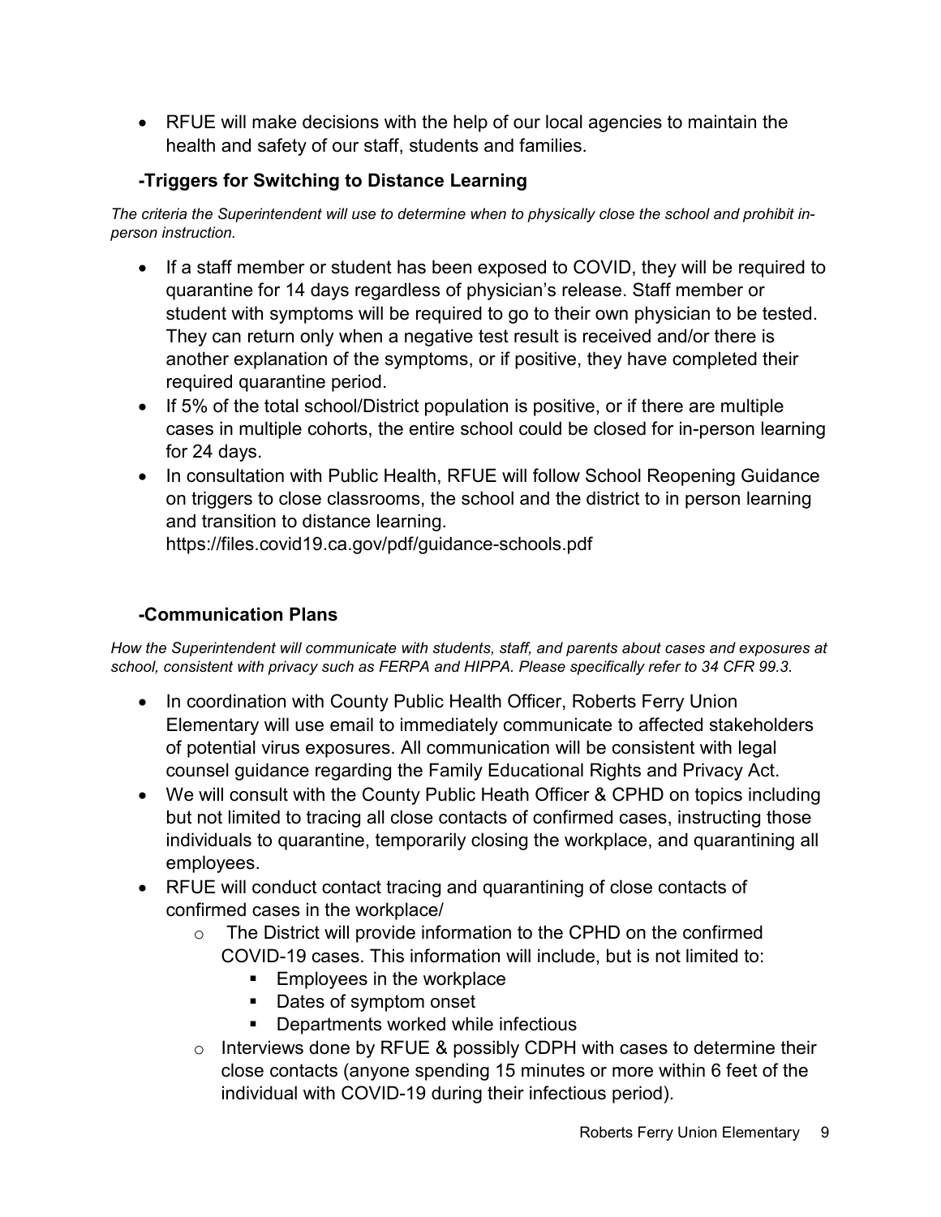- RFUE will make decisions with the help of our local agencies to maintain the health and safety of our staff, students and families.

### -Triggers for Switching to Distance Learning

*The criteria the Superintendent will use to determine when to physically close the school and prohibit in-person instruction.*

- If a staff member or student has been exposed to COVID, they will be required to quarantine for 14 days regardless of physician's release. Staff member or student with symptoms will be required to go to their own physician to be tested. They can return only when a negative test result is received and/or there is another explanation of the symptoms, or if positive, they have completed their required quarantine period.
- If 5% of the total school/District population is positive, or if there are multiple cases in multiple cohorts, the entire school could be closed for in-person learning for 24 days.
- In consultation with Public Health, RFUE will follow School Reopening Guidance on triggers to close classrooms, the school and the district to in person learning and transition to distance learning.
  https://files.covid19.ca.gov/pdf/guidance-schools.pdf

### -Communication Plans

*How the Superintendent will communicate with students, staff, and parents about cases and exposures at school, consistent with privacy such as FERPA and HIPPA. Please specifically refer to 34 CFR 99.3.*

- In coordination with County Public Health Officer, Roberts Ferry Union Elementary will use email to immediately communicate to affected stakeholders of potential virus exposures. All communication will be consistent with legal counsel guidance regarding the Family Educational Rights and Privacy Act.
- We will consult with the County Public Heath Officer & CPHD on topics including but not limited to tracing all close contacts of confirmed cases, instructing those individuals to quarantine, temporarily closing the workplace, and quarantining all employees.
- RFUE will conduct contact tracing and quarantining of close contacts of confirmed cases in the workplace/
  - The District will provide information to the CPHD on the confirmed COVID-19 cases. This information will include, but is not limited to:
    - Employees in the workplace
    - Dates of symptom onset
    - Departments worked while infectious
  - Interviews done by RFUE & possibly CDPH with cases to determine their close contacts (anyone spending 15 minutes or more within 6 feet of the individual with COVID-19 during their infectious period).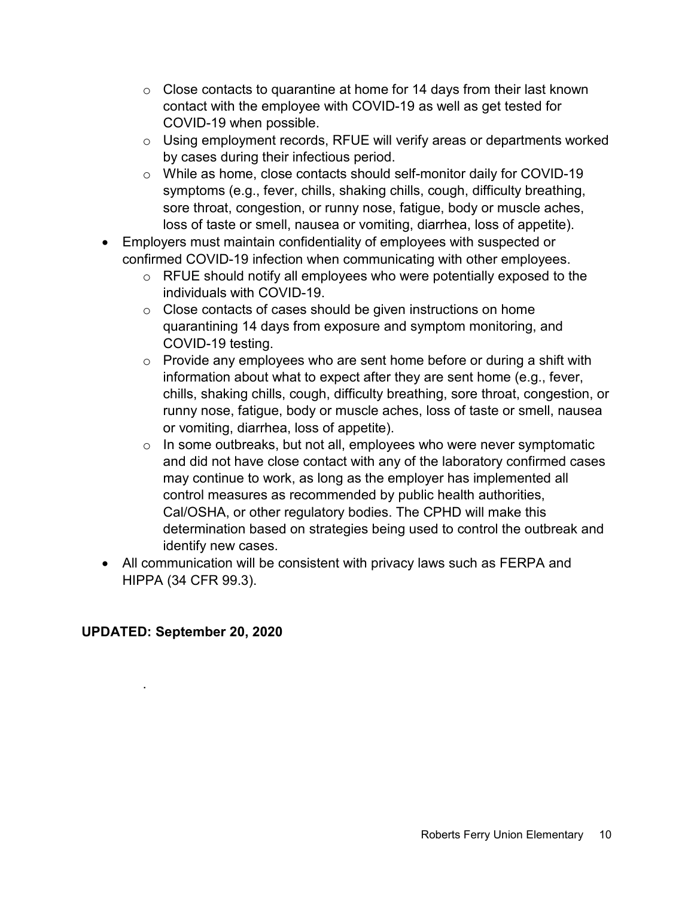- Close contacts to quarantine at home for 14 days from their last known contact with the employee with COVID-19 as well as get tested for COVID-19 when possible.
  - Using employment records, RFUE will verify areas or departments worked by cases during their infectious period.
  - While as home, close contacts should self-monitor daily for COVID-19 symptoms (e.g., fever, chills, shaking chills, cough, difficulty breathing, sore throat, congestion, or runny nose, fatigue, body or muscle aches, loss of taste or smell, nausea or vomiting, diarrhea, loss of appetite).
- Employers must maintain confidentiality of employees with suspected or confirmed COVID-19 infection when communicating with other employees.
  - RFUE should notify all employees who were potentially exposed to the individuals with COVID-19.
  - Close contacts of cases should be given instructions on home quarantining 14 days from exposure and symptom monitoring, and COVID-19 testing.
  - Provide any employees who are sent home before or during a shift with information about what to expect after they are sent home (e.g., fever, chills, shaking chills, cough, difficulty breathing, sore throat, congestion, or runny nose, fatigue, body or muscle aches, loss of taste or smell, nausea or vomiting, diarrhea, loss of appetite).
  - In some outbreaks, but not all, employees who were never symptomatic and did not have close contact with any of the laboratory confirmed cases may continue to work, as long as the employer has implemented all control measures as recommended by public health authorities, Cal/OSHA, or other regulatory bodies. The CPHD will make this determination based on strategies being used to control the outbreak and identify new cases.
- All communication will be consistent with privacy laws such as FERPA and HIPPA (34 CFR 99.3).

**UPDATED: September 20, 2020**

.